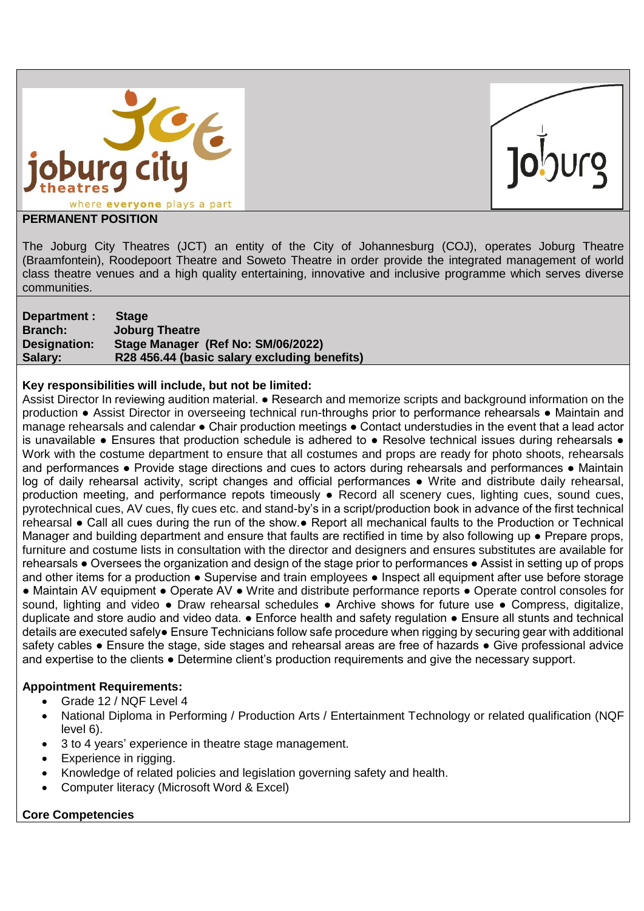**PERMANENT POSITION**

The Joburg City Theatres (JCT) an entity of the City of Johannesburg (COJ), operates Joburg Theatre (Braamfontein), Roodepoort Theatre and Soweto Theatre in order provide the integrated management of world class theatre venues and a high quality entertaining, innovative and inclusive programme which serves diverse communities.

| | |
|---|---|
| **Department :** | **Stage** |
| **Branch:** | **Joburg Theatre** |
| **Designation:** | **Stage Manager (Ref No: SM/06/2022)** |
| **Salary:** | **R28 456.44 (basic salary excluding benefits)** |

**Key responsibilities will include, but not be limited:**

Assist Director In reviewing audition material. ● Research and memorize scripts and background information on the production ● Assist Director in overseeing technical run-throughs prior to performance rehearsals ● Maintain and manage rehearsals and calendar ● Chair production meetings ● Contact understudies in the event that a lead actor is unavailable ● Ensures that production schedule is adhered to ● Resolve technical issues during rehearsals ● Work with the costume department to ensure that all costumes and props are ready for photo shoots, rehearsals and performances ● Provide stage directions and cues to actors during rehearsals and performances ● Maintain log of daily rehearsal activity, script changes and official performances ● Write and distribute daily rehearsal, production meeting, and performance repots timeously ● Record all scenery cues, lighting cues, sound cues, pyrotechnical cues, AV cues, fly cues etc. and stand-by's in a script/production book in advance of the first technical rehearsal ● Call all cues during the run of the show.● Report all mechanical faults to the Production or Technical Manager and building department and ensure that faults are rectified in time by also following up ● Prepare props, furniture and costume lists in consultation with the director and designers and ensures substitutes are available for rehearsals ● Oversees the organization and design of the stage prior to performances ● Assist in setting up of props and other items for a production ● Supervise and train employees ● Inspect all equipment after use before storage ● Maintain AV equipment ● Operate AV ● Write and distribute performance reports ● Operate control consoles for sound, lighting and video ● Draw rehearsal schedules ● Archive shows for future use ● Compress, digitalize, duplicate and store audio and video data. ● Enforce health and safety regulation ● Ensure all stunts and technical details are executed safely● Ensure Technicians follow safe procedure when rigging by securing gear with additional safety cables ● Ensure the stage, side stages and rehearsal areas are free of hazards ● Give professional advice and expertise to the clients ● Determine client's production requirements and give the necessary support.

**Appointment Requirements:**

- Grade 12 / NQF Level 4
- National Diploma in Performing / Production Arts / Entertainment Technology or related qualification (NQF level 6).
- 3 to 4 years' experience in theatre stage management.
- Experience in rigging.
- Knowledge of related policies and legislation governing safety and health.
- Computer literacy (Microsoft Word & Excel)

**Core Competencies**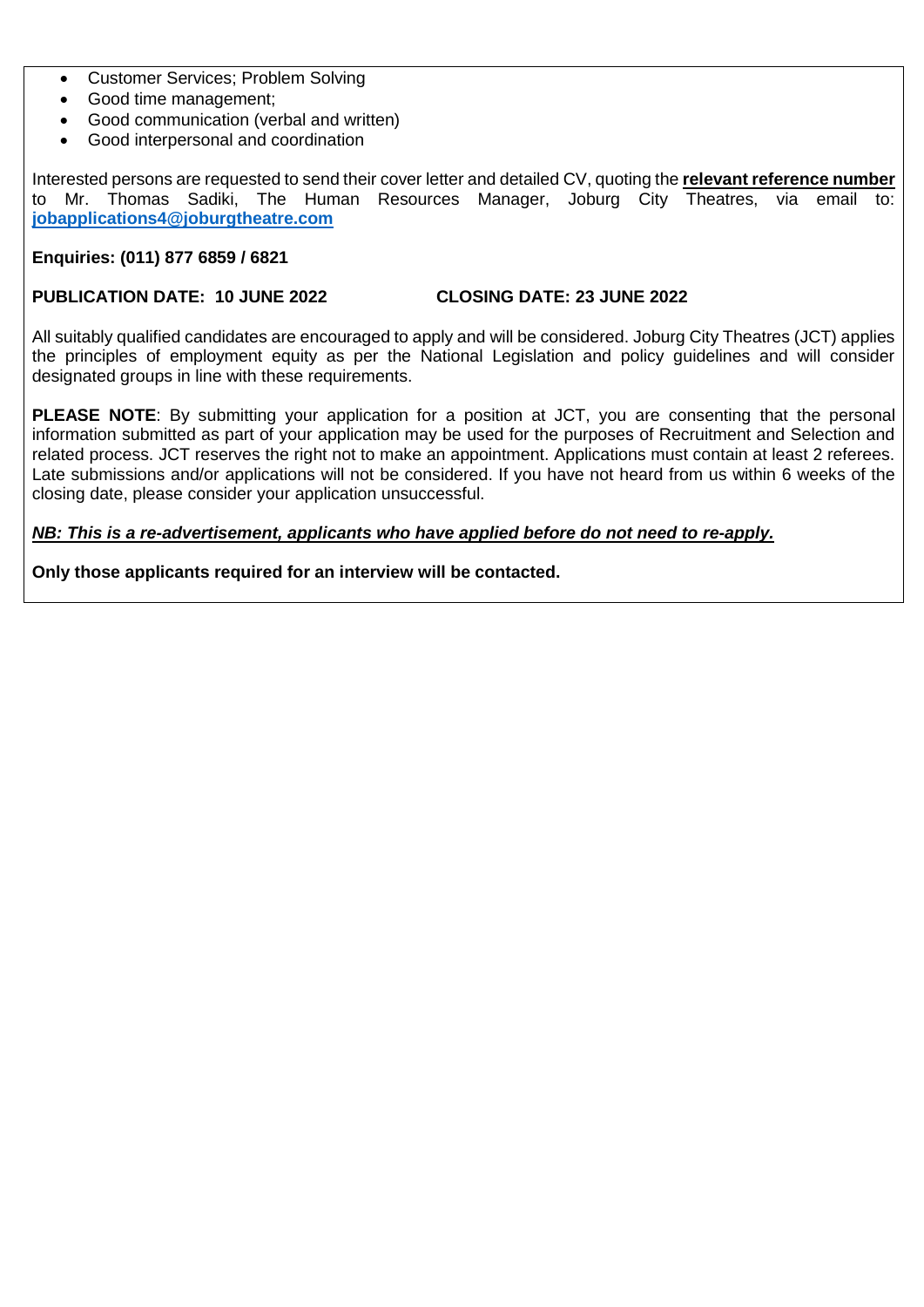- Customer Services; Problem Solving
- Good time management;
- Good communication (verbal and written)
- Good interpersonal and coordination

Interested persons are requested to send their cover letter and detailed CV, quoting the **relevant reference number** to Mr. Thomas Sadiki, The Human Resources Manager, Joburg City Theatres, via email to: **jobapplications4@joburgtheatre.com**

**Enquiries: (011) 877 6859 / 6821**

**PUBLICATION DATE: 10 JUNE 2022** **CLOSING DATE: 23 JUNE 2022**

All suitably qualified candidates are encouraged to apply and will be considered. Joburg City Theatres (JCT) applies the principles of employment equity as per the National Legislation and policy guidelines and will consider designated groups in line with these requirements.

**PLEASE NOTE**: By submitting your application for a position at JCT, you are consenting that the personal information submitted as part of your application may be used for the purposes of Recruitment and Selection and related process. JCT reserves the right not to make an appointment. Applications must contain at least 2 referees. Late submissions and/or applications will not be considered. If you have not heard from us within 6 weeks of the closing date, please consider your application unsuccessful.

***NB: This is a re-advertisement, applicants who have applied before do not need to re-apply.***

**Only those applicants required for an interview will be contacted.**